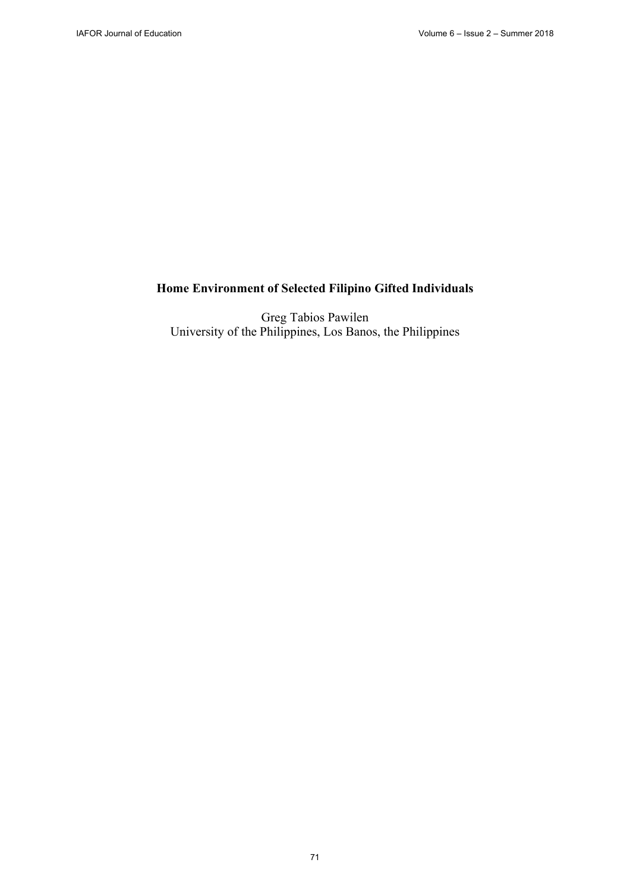# Home Environment of Selected Filipino Gifted Individuals

Greg Tabios Pawilen
University of the Philippines, Los Banos, the Philippines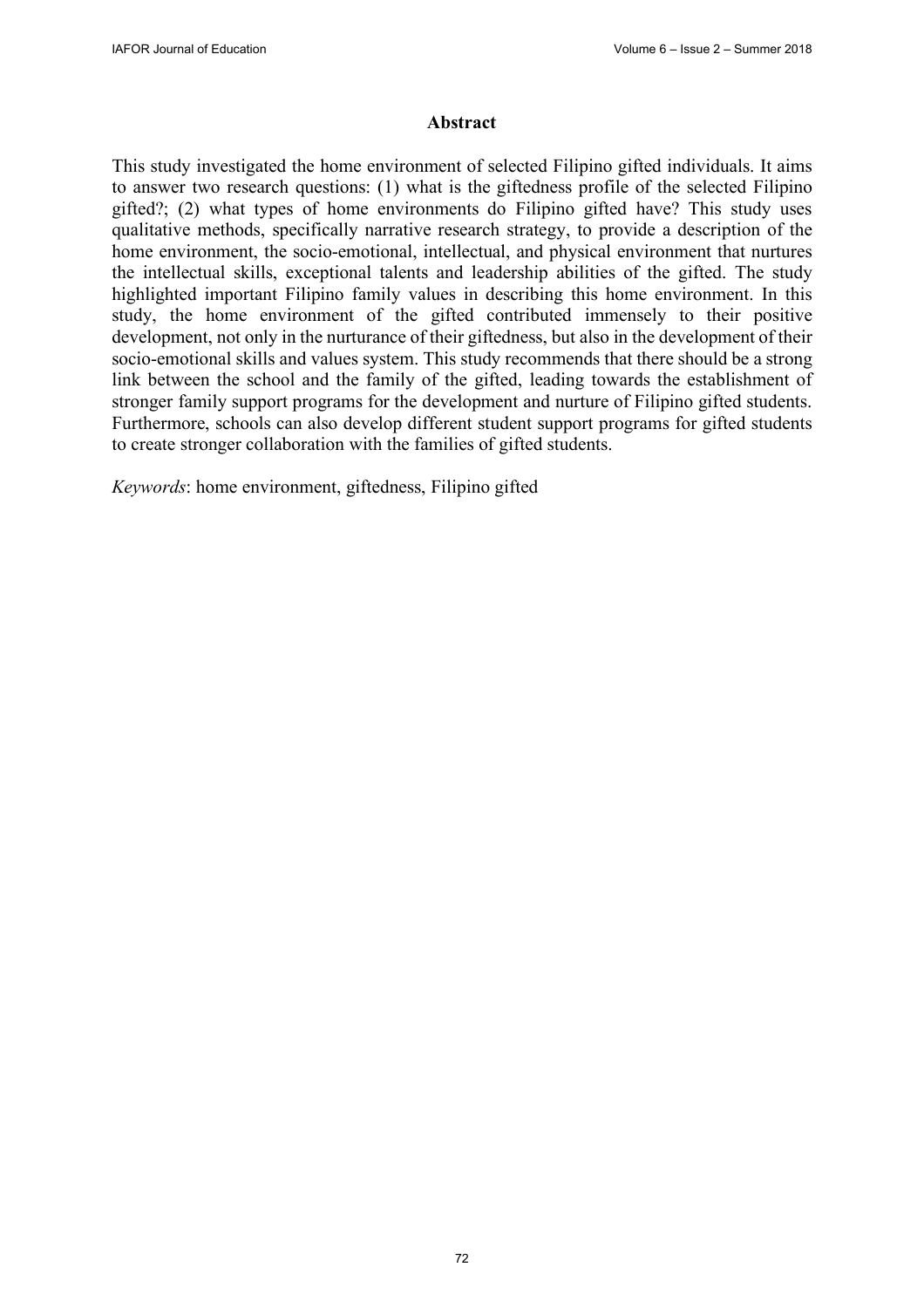## Abstract

This study investigated the home environment of selected Filipino gifted individuals. It aims to answer two research questions: (1) what is the giftedness profile of the selected Filipino gifted?; (2) what types of home environments do Filipino gifted have? This study uses qualitative methods, specifically narrative research strategy, to provide a description of the home environment, the socio-emotional, intellectual, and physical environment that nurtures the intellectual skills, exceptional talents and leadership abilities of the gifted. The study highlighted important Filipino family values in describing this home environment. In this study, the home environment of the gifted contributed immensely to their positive development, not only in the nurturance of their giftedness, but also in the development of their socio-emotional skills and values system. This study recommends that there should be a strong link between the school and the family of the gifted, leading towards the establishment of stronger family support programs for the development and nurture of Filipino gifted students. Furthermore, schools can also develop different student support programs for gifted students to create stronger collaboration with the families of gifted students.

*Keywords*: home environment, giftedness, Filipino gifted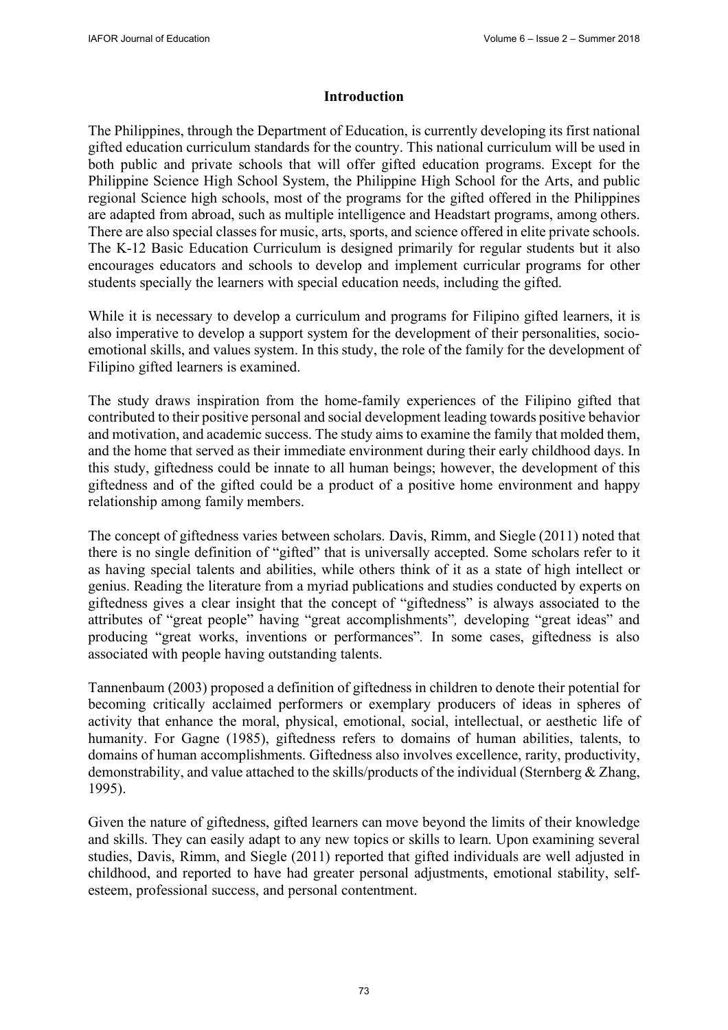## Introduction

The Philippines, through the Department of Education, is currently developing its first national gifted education curriculum standards for the country. This national curriculum will be used in both public and private schools that will offer gifted education programs. Except for the Philippine Science High School System, the Philippine High School for the Arts, and public regional Science high schools, most of the programs for the gifted offered in the Philippines are adapted from abroad, such as multiple intelligence and Headstart programs, among others. There are also special classes for music, arts, sports, and science offered in elite private schools. The K-12 Basic Education Curriculum is designed primarily for regular students but it also encourages educators and schools to develop and implement curricular programs for other students specially the learners with special education needs, including the gifted.

While it is necessary to develop a curriculum and programs for Filipino gifted learners, it is also imperative to develop a support system for the development of their personalities, socio-emotional skills, and values system. In this study, the role of the family for the development of Filipino gifted learners is examined.

The study draws inspiration from the home-family experiences of the Filipino gifted that contributed to their positive personal and social development leading towards positive behavior and motivation, and academic success. The study aims to examine the family that molded them, and the home that served as their immediate environment during their early childhood days. In this study, giftedness could be innate to all human beings; however, the development of this giftedness and of the gifted could be a product of a positive home environment and happy relationship among family members.

The concept of giftedness varies between scholars. Davis, Rimm, and Siegle (2011) noted that there is no single definition of "gifted" that is universally accepted. Some scholars refer to it as having special talents and abilities, while others think of it as a state of high intellect or genius. Reading the literature from a myriad publications and studies conducted by experts on giftedness gives a clear insight that the concept of "giftedness" is always associated to the attributes of "great people" having "great accomplishments"*,* developing "great ideas" and producing "great works, inventions or performances"*.* In some cases, giftedness is also associated with people having outstanding talents.

Tannenbaum (2003) proposed a definition of giftedness in children to denote their potential for becoming critically acclaimed performers or exemplary producers of ideas in spheres of activity that enhance the moral, physical, emotional, social, intellectual, or aesthetic life of humanity. For Gagne (1985), giftedness refers to domains of human abilities, talents, to domains of human accomplishments. Giftedness also involves excellence, rarity, productivity, demonstrability, and value attached to the skills/products of the individual (Sternberg & Zhang, 1995).

Given the nature of giftedness, gifted learners can move beyond the limits of their knowledge and skills. They can easily adapt to any new topics or skills to learn. Upon examining several studies, Davis, Rimm, and Siegle (2011) reported that gifted individuals are well adjusted in childhood, and reported to have had greater personal adjustments, emotional stability, self-esteem, professional success, and personal contentment.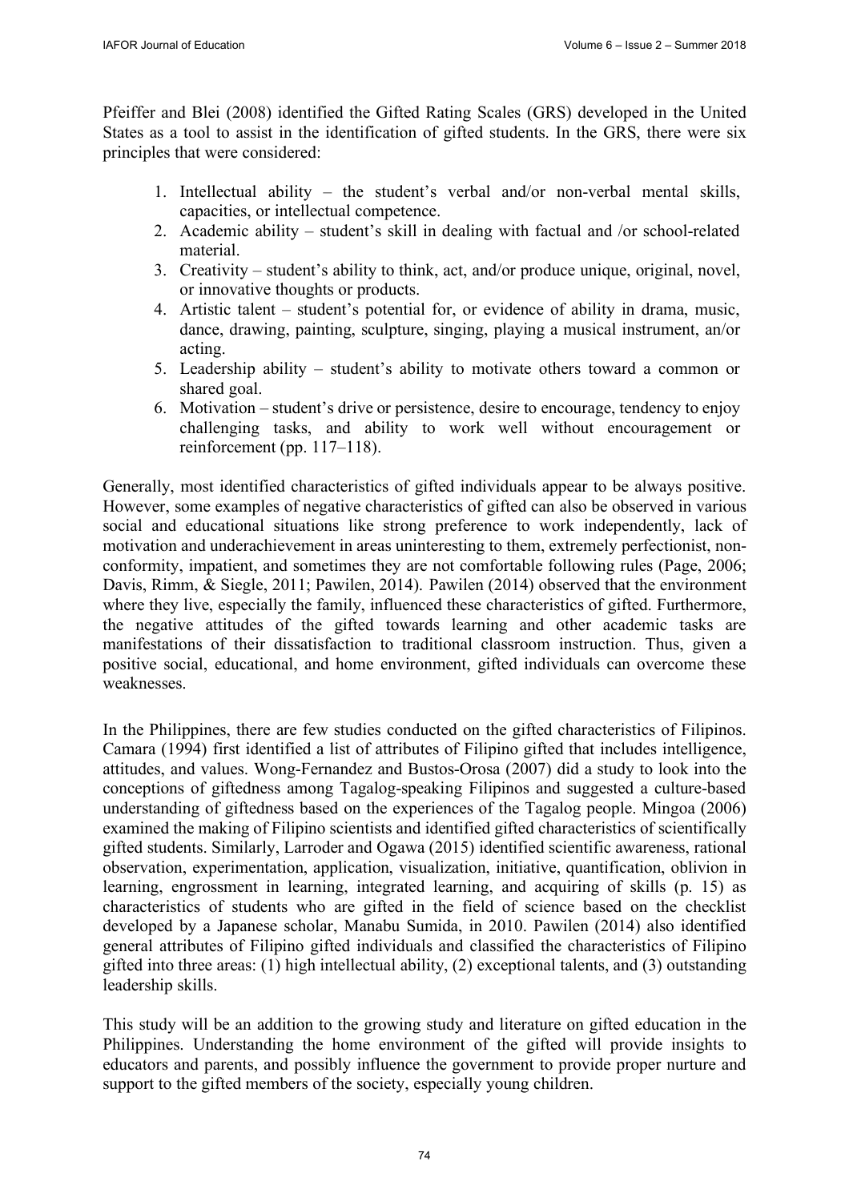Pfeiffer and Blei (2008) identified the Gifted Rating Scales (GRS) developed in the United States as a tool to assist in the identification of gifted students. In the GRS, there were six principles that were considered:

1. Intellectual ability – the student's verbal and/or non-verbal mental skills, capacities, or intellectual competence.
2. Academic ability – student's skill in dealing with factual and /or school-related material.
3. Creativity – student's ability to think, act, and/or produce unique, original, novel, or innovative thoughts or products.
4. Artistic talent – student's potential for, or evidence of ability in drama, music, dance, drawing, painting, sculpture, singing, playing a musical instrument, an/or acting.
5. Leadership ability – student's ability to motivate others toward a common or shared goal.
6. Motivation – student's drive or persistence, desire to encourage, tendency to enjoy challenging tasks, and ability to work well without encouragement or reinforcement (pp. 117–118).

Generally, most identified characteristics of gifted individuals appear to be always positive. However, some examples of negative characteristics of gifted can also be observed in various social and educational situations like strong preference to work independently, lack of motivation and underachievement in areas uninteresting to them, extremely perfectionist, non-conformity, impatient, and sometimes they are not comfortable following rules (Page, 2006; Davis, Rimm, & Siegle, 2011; Pawilen, 2014). Pawilen (2014) observed that the environment where they live, especially the family, influenced these characteristics of gifted. Furthermore, the negative attitudes of the gifted towards learning and other academic tasks are manifestations of their dissatisfaction to traditional classroom instruction. Thus, given a positive social, educational, and home environment, gifted individuals can overcome these weaknesses.

In the Philippines, there are few studies conducted on the gifted characteristics of Filipinos. Camara (1994) first identified a list of attributes of Filipino gifted that includes intelligence, attitudes, and values. Wong-Fernandez and Bustos-Orosa (2007) did a study to look into the conceptions of giftedness among Tagalog-speaking Filipinos and suggested a culture-based understanding of giftedness based on the experiences of the Tagalog people. Mingoa (2006) examined the making of Filipino scientists and identified gifted characteristics of scientifically gifted students. Similarly, Larroder and Ogawa (2015) identified scientific awareness, rational observation, experimentation, application, visualization, initiative, quantification, oblivion in learning, engrossment in learning, integrated learning, and acquiring of skills (p. 15) as characteristics of students who are gifted in the field of science based on the checklist developed by a Japanese scholar, Manabu Sumida, in 2010. Pawilen (2014) also identified general attributes of Filipino gifted individuals and classified the characteristics of Filipino gifted into three areas: (1) high intellectual ability, (2) exceptional talents, and (3) outstanding leadership skills.

This study will be an addition to the growing study and literature on gifted education in the Philippines. Understanding the home environment of the gifted will provide insights to educators and parents, and possibly influence the government to provide proper nurture and support to the gifted members of the society, especially young children.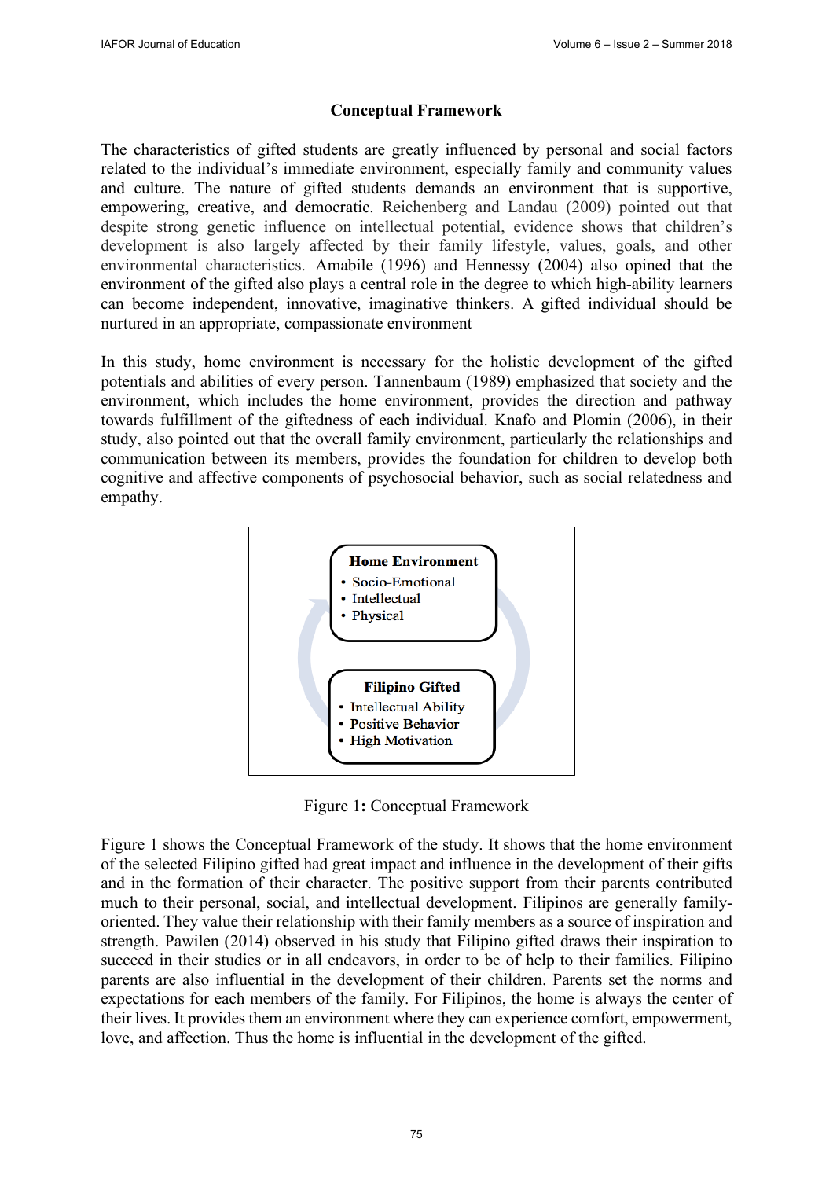## Conceptual Framework

The characteristics of gifted students are greatly influenced by personal and social factors related to the individual's immediate environment, especially family and community values and culture. The nature of gifted students demands an environment that is supportive, empowering, creative, and democratic. Reichenberg and Landau (2009) pointed out that despite strong genetic influence on intellectual potential, evidence shows that children's development is also largely affected by their family lifestyle, values, goals, and other environmental characteristics. Amabile (1996) and Hennessy (2004) also opined that the environment of the gifted also plays a central role in the degree to which high-ability learners can become independent, innovative, imaginative thinkers. A gifted individual should be nurtured in an appropriate, compassionate environment

In this study, home environment is necessary for the holistic development of the gifted potentials and abilities of every person. Tannenbaum (1989) emphasized that society and the environment, which includes the home environment, provides the direction and pathway towards fulfillment of the giftedness of each individual. Knafo and Plomin (2006), in their study, also pointed out that the overall family environment, particularly the relationships and communication between its members, provides the foundation for children to develop both cognitive and affective components of psychosocial behavior, such as social relatedness and empathy.

**Home Environment**
- Socio-Emotional
- Intellectual
- Physical

**Filipino Gifted**
- Intellectual Ability
- Positive Behavior
- High Motivation

Figure 1**:** Conceptual Framework

Figure 1 shows the Conceptual Framework of the study. It shows that the home environment of the selected Filipino gifted had great impact and influence in the development of their gifts and in the formation of their character. The positive support from their parents contributed much to their personal, social, and intellectual development. Filipinos are generally family-oriented. They value their relationship with their family members as a source of inspiration and strength. Pawilen (2014) observed in his study that Filipino gifted draws their inspiration to succeed in their studies or in all endeavors, in order to be of help to their families. Filipino parents are also influential in the development of their children. Parents set the norms and expectations for each members of the family. For Filipinos, the home is always the center of their lives. It provides them an environment where they can experience comfort, empowerment, love, and affection. Thus the home is influential in the development of the gifted.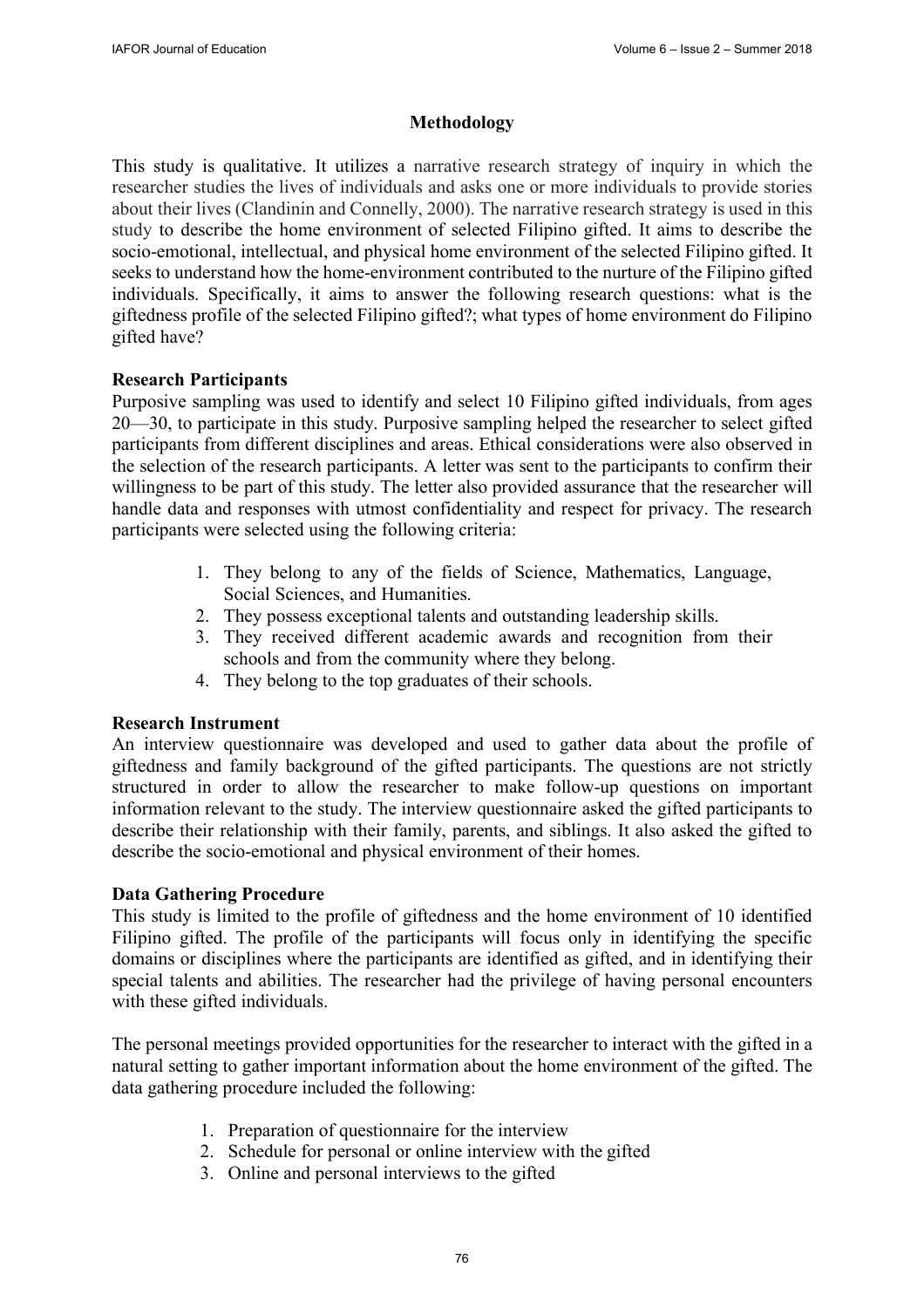## Methodology

This study is qualitative. It utilizes a narrative research strategy of inquiry in which the researcher studies the lives of individuals and asks one or more individuals to provide stories about their lives (Clandinin and Connelly, 2000). The narrative research strategy is used in this study to describe the home environment of selected Filipino gifted. It aims to describe the socio-emotional, intellectual, and physical home environment of the selected Filipino gifted. It seeks to understand how the home-environment contributed to the nurture of the Filipino gifted individuals. Specifically, it aims to answer the following research questions: what is the giftedness profile of the selected Filipino gifted?; what types of home environment do Filipino gifted have?

### Research Participants

Purposive sampling was used to identify and select 10 Filipino gifted individuals, from ages 20—30, to participate in this study. Purposive sampling helped the researcher to select gifted participants from different disciplines and areas. Ethical considerations were also observed in the selection of the research participants. A letter was sent to the participants to confirm their willingness to be part of this study. The letter also provided assurance that the researcher will handle data and responses with utmost confidentiality and respect for privacy. The research participants were selected using the following criteria:

1. They belong to any of the fields of Science, Mathematics, Language, Social Sciences, and Humanities.
2. They possess exceptional talents and outstanding leadership skills.
3. They received different academic awards and recognition from their schools and from the community where they belong.
4. They belong to the top graduates of their schools.

### Research Instrument

An interview questionnaire was developed and used to gather data about the profile of giftedness and family background of the gifted participants. The questions are not strictly structured in order to allow the researcher to make follow-up questions on important information relevant to the study. The interview questionnaire asked the gifted participants to describe their relationship with their family, parents, and siblings. It also asked the gifted to describe the socio-emotional and physical environment of their homes.

### Data Gathering Procedure

This study is limited to the profile of giftedness and the home environment of 10 identified Filipino gifted. The profile of the participants will focus only in identifying the specific domains or disciplines where the participants are identified as gifted, and in identifying their special talents and abilities. The researcher had the privilege of having personal encounters with these gifted individuals.

The personal meetings provided opportunities for the researcher to interact with the gifted in a natural setting to gather important information about the home environment of the gifted. The data gathering procedure included the following:

1. Preparation of questionnaire for the interview
2. Schedule for personal or online interview with the gifted
3. Online and personal interviews to the gifted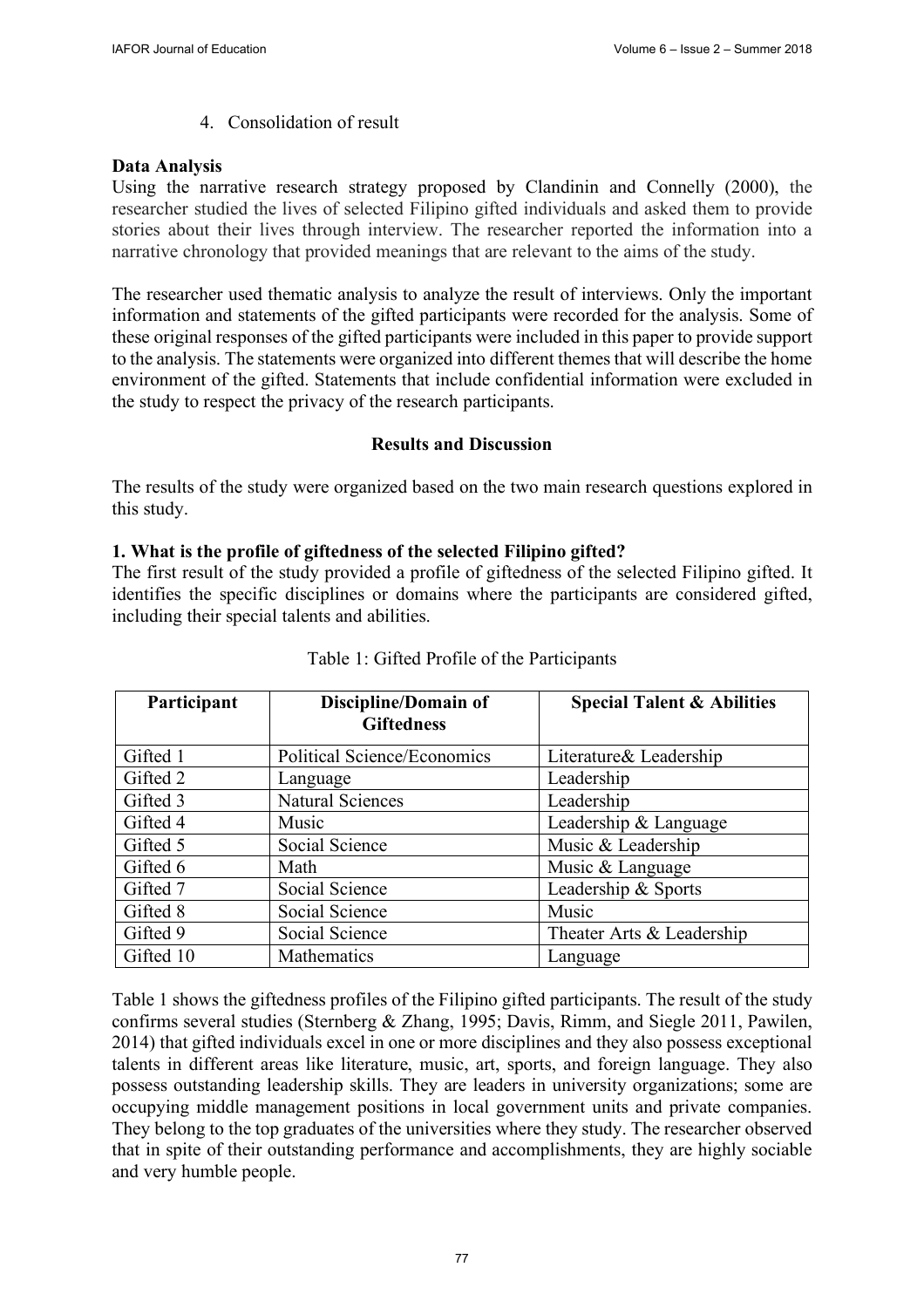4. Consolidation of result

**Data Analysis**

Using the narrative research strategy proposed by Clandinin and Connelly (2000), the researcher studied the lives of selected Filipino gifted individuals and asked them to provide stories about their lives through interview. The researcher reported the information into a narrative chronology that provided meanings that are relevant to the aims of the study.

The researcher used thematic analysis to analyze the result of interviews. Only the important information and statements of the gifted participants were recorded for the analysis. Some of these original responses of the gifted participants were included in this paper to provide support to the analysis. The statements were organized into different themes that will describe the home environment of the gifted. Statements that include confidential information were excluded in the study to respect the privacy of the research participants.

## Results and Discussion

The results of the study were organized based on the two main research questions explored in this study.

**1. What is the profile of giftedness of the selected Filipino gifted?**

The first result of the study provided a profile of giftedness of the selected Filipino gifted. It identifies the specific disciplines or domains where the participants are considered gifted, including their special talents and abilities.

Table 1: Gifted Profile of the Participants

| Participant | Discipline/Domain of Giftedness | Special Talent & Abilities |
|---|---|---|
| Gifted 1 | Political Science/Economics | Literature& Leadership |
| Gifted 2 | Language | Leadership |
| Gifted 3 | Natural Sciences | Leadership |
| Gifted 4 | Music | Leadership & Language |
| Gifted 5 | Social Science | Music & Leadership |
| Gifted 6 | Math | Music & Language |
| Gifted 7 | Social Science | Leadership & Sports |
| Gifted 8 | Social Science | Music |
| Gifted 9 | Social Science | Theater Arts & Leadership |
| Gifted 10 | Mathematics | Language |

Table 1 shows the giftedness profiles of the Filipino gifted participants. The result of the study confirms several studies (Sternberg & Zhang, 1995; Davis, Rimm, and Siegle 2011, Pawilen, 2014) that gifted individuals excel in one or more disciplines and they also possess exceptional talents in different areas like literature, music, art, sports, and foreign language. They also possess outstanding leadership skills. They are leaders in university organizations; some are occupying middle management positions in local government units and private companies. They belong to the top graduates of the universities where they study. The researcher observed that in spite of their outstanding performance and accomplishments, they are highly sociable and very humble people.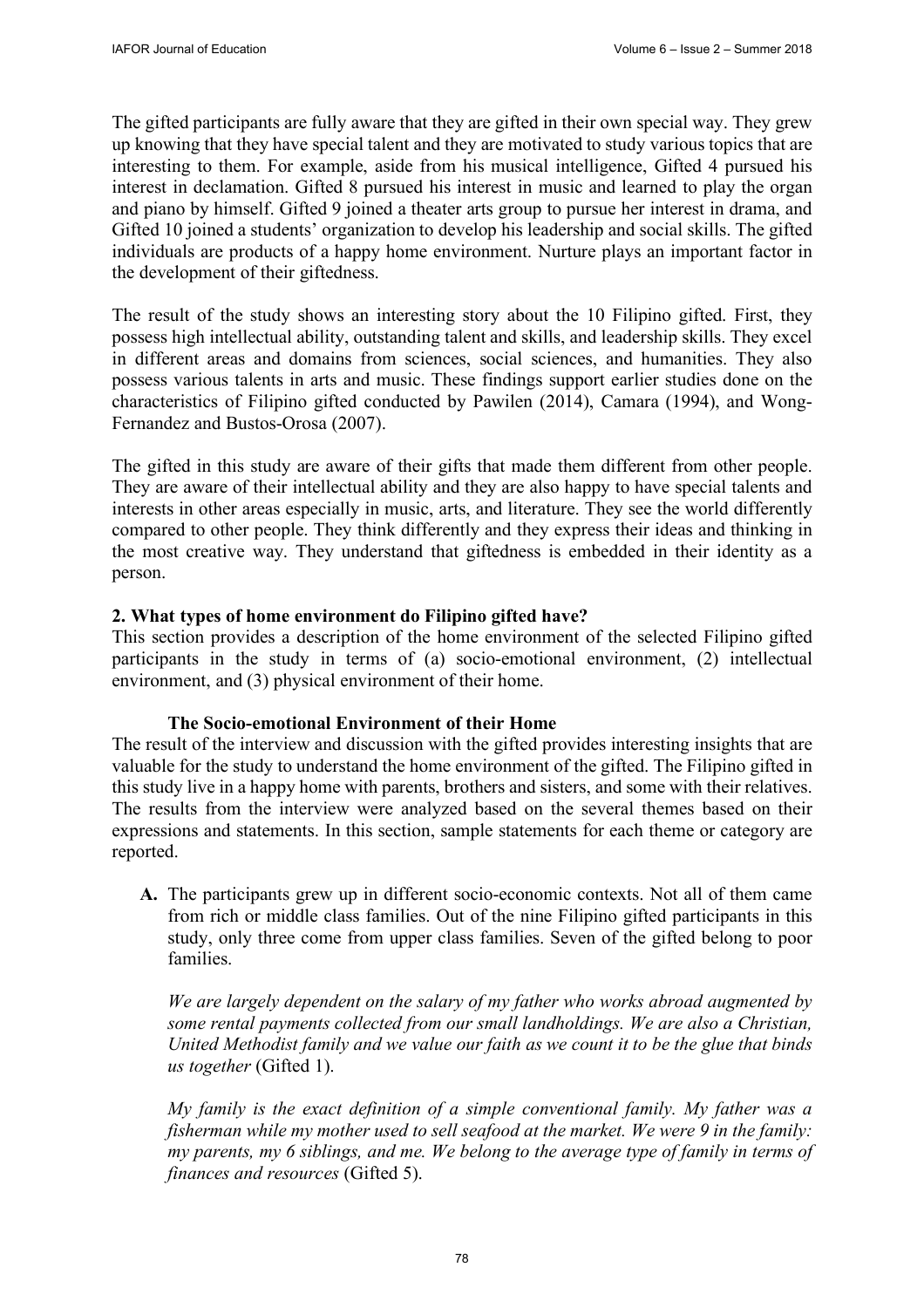The gifted participants are fully aware that they are gifted in their own special way. They grew up knowing that they have special talent and they are motivated to study various topics that are interesting to them. For example, aside from his musical intelligence, Gifted 4 pursued his interest in declamation. Gifted 8 pursued his interest in music and learned to play the organ and piano by himself. Gifted 9 joined a theater arts group to pursue her interest in drama, and Gifted 10 joined a students' organization to develop his leadership and social skills. The gifted individuals are products of a happy home environment. Nurture plays an important factor in the development of their giftedness.

The result of the study shows an interesting story about the 10 Filipino gifted. First, they possess high intellectual ability, outstanding talent and skills, and leadership skills. They excel in different areas and domains from sciences, social sciences, and humanities. They also possess various talents in arts and music. These findings support earlier studies done on the characteristics of Filipino gifted conducted by Pawilen (2014), Camara (1994), and Wong-Fernandez and Bustos-Orosa (2007).

The gifted in this study are aware of their gifts that made them different from other people. They are aware of their intellectual ability and they are also happy to have special talents and interests in other areas especially in music, arts, and literature. They see the world differently compared to other people. They think differently and they express their ideas and thinking in the most creative way. They understand that giftedness is embedded in their identity as a person.

**2. What types of home environment do Filipino gifted have?**

This section provides a description of the home environment of the selected Filipino gifted participants in the study in terms of (a) socio-emotional environment, (2) intellectual environment, and (3) physical environment of their home.

**The Socio-emotional Environment of their Home**

The result of the interview and discussion with the gifted provides interesting insights that are valuable for the study to understand the home environment of the gifted. The Filipino gifted in this study live in a happy home with parents, brothers and sisters, and some with their relatives. The results from the interview were analyzed based on the several themes based on their expressions and statements. In this section, sample statements for each theme or category are reported.

**A.** The participants grew up in different socio-economic contexts. Not all of them came from rich or middle class families. Out of the nine Filipino gifted participants in this study, only three come from upper class families. Seven of the gifted belong to poor families.

*We are largely dependent on the salary of my father who works abroad augmented by some rental payments collected from our small landholdings. We are also a Christian, United Methodist family and we value our faith as we count it to be the glue that binds us together* (Gifted 1).

*My family is the exact definition of a simple conventional family. My father was a fisherman while my mother used to sell seafood at the market. We were 9 in the family: my parents, my 6 siblings, and me. We belong to the average type of family in terms of finances and resources* (Gifted 5).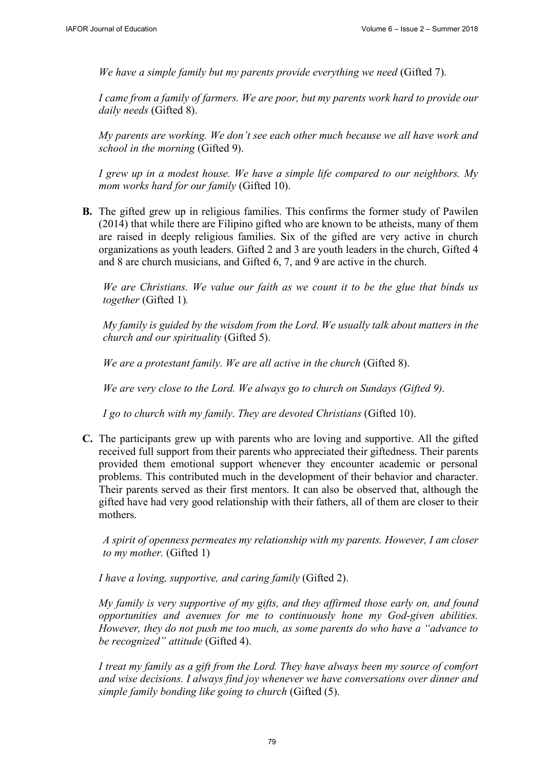*We have a simple family but my parents provide everything we need* (Gifted 7).

*I came from a family of farmers. We are poor, but my parents work hard to provide our daily needs* (Gifted 8).

*My parents are working. We don't see each other much because we all have work and school in the morning* (Gifted 9).

*I grew up in a modest house. We have a simple life compared to our neighbors. My mom works hard for our family* (Gifted 10).

**B.** The gifted grew up in religious families. This confirms the former study of Pawilen (2014) that while there are Filipino gifted who are known to be atheists, many of them are raised in deeply religious families. Six of the gifted are very active in church organizations as youth leaders. Gifted 2 and 3 are youth leaders in the church, Gifted 4 and 8 are church musicians, and Gifted 6, 7, and 9 are active in the church.

*We are Christians. We value our faith as we count it to be the glue that binds us together* (Gifted 1)*.*

*My family is guided by the wisdom from the Lord. We usually talk about matters in the church and our spirituality* (Gifted 5).

*We are a protestant family. We are all active in the church* (Gifted 8).

*We are very close to the Lord. We always go to church on Sundays (Gifted 9).*

*I go to church with my family. They are devoted Christians* (Gifted 10).

**C.** The participants grew up with parents who are loving and supportive. All the gifted received full support from their parents who appreciated their giftedness. Their parents provided them emotional support whenever they encounter academic or personal problems. This contributed much in the development of their behavior and character. Their parents served as their first mentors. It can also be observed that, although the gifted have had very good relationship with their fathers, all of them are closer to their mothers.

*A spirit of openness permeates my relationship with my parents. However, I am closer to my mother.* (Gifted 1)

*I have a loving, supportive, and caring family* (Gifted 2).

*My family is very supportive of my gifts, and they affirmed those early on, and found opportunities and avenues for me to continuously hone my God-given abilities. However, they do not push me too much, as some parents do who have a "advance to be recognized" attitude* (Gifted 4).

*I treat my family as a gift from the Lord. They have always been my source of comfort and wise decisions. I always find joy whenever we have conversations over dinner and simple family bonding like going to church* (Gifted (5).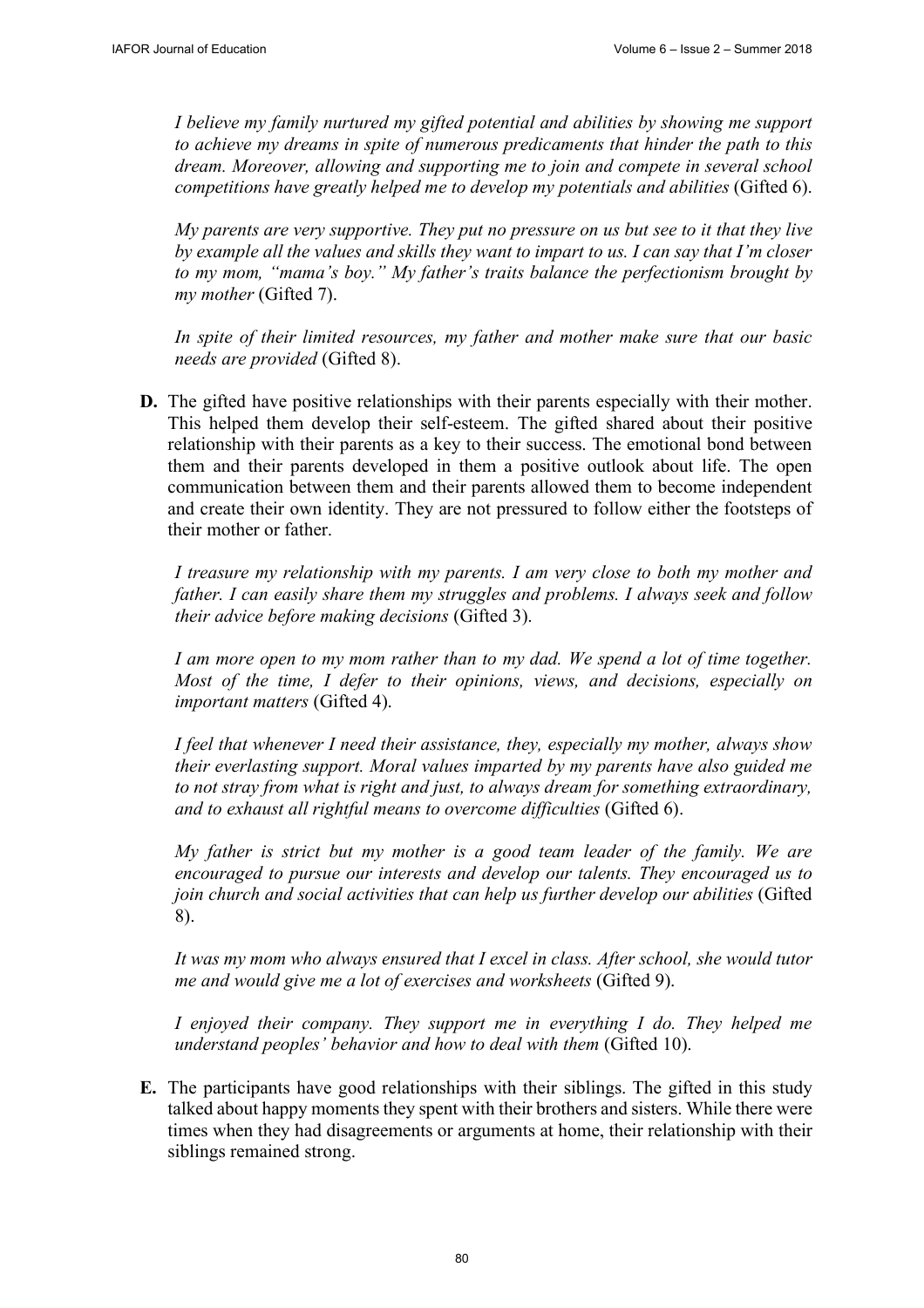*I believe my family nurtured my gifted potential and abilities by showing me support to achieve my dreams in spite of numerous predicaments that hinder the path to this dream. Moreover, allowing and supporting me to join and compete in several school competitions have greatly helped me to develop my potentials and abilities* (Gifted 6).

*My parents are very supportive. They put no pressure on us but see to it that they live by example all the values and skills they want to impart to us. I can say that I'm closer to my mom, "mama's boy." My father's traits balance the perfectionism brought by my mother* (Gifted 7).

*In spite of their limited resources, my father and mother make sure that our basic needs are provided* (Gifted 8).

**D.** The gifted have positive relationships with their parents especially with their mother. This helped them develop their self-esteem. The gifted shared about their positive relationship with their parents as a key to their success. The emotional bond between them and their parents developed in them a positive outlook about life. The open communication between them and their parents allowed them to become independent and create their own identity. They are not pressured to follow either the footsteps of their mother or father.

*I treasure my relationship with my parents. I am very close to both my mother and father. I can easily share them my struggles and problems. I always seek and follow their advice before making decisions* (Gifted 3).

*I am more open to my mom rather than to my dad. We spend a lot of time together. Most of the time, I defer to their opinions, views, and decisions, especially on important matters* (Gifted 4).

*I feel that whenever I need their assistance, they, especially my mother, always show their everlasting support. Moral values imparted by my parents have also guided me to not stray from what is right and just, to always dream for something extraordinary, and to exhaust all rightful means to overcome difficulties* (Gifted 6).

*My father is strict but my mother is a good team leader of the family. We are encouraged to pursue our interests and develop our talents. They encouraged us to join church and social activities that can help us further develop our abilities* (Gifted 8).

*It was my mom who always ensured that I excel in class. After school, she would tutor me and would give me a lot of exercises and worksheets* (Gifted 9).

*I enjoyed their company. They support me in everything I do. They helped me understand peoples' behavior and how to deal with them* (Gifted 10).

**E.** The participants have good relationships with their siblings. The gifted in this study talked about happy moments they spent with their brothers and sisters. While there were times when they had disagreements or arguments at home, their relationship with their siblings remained strong.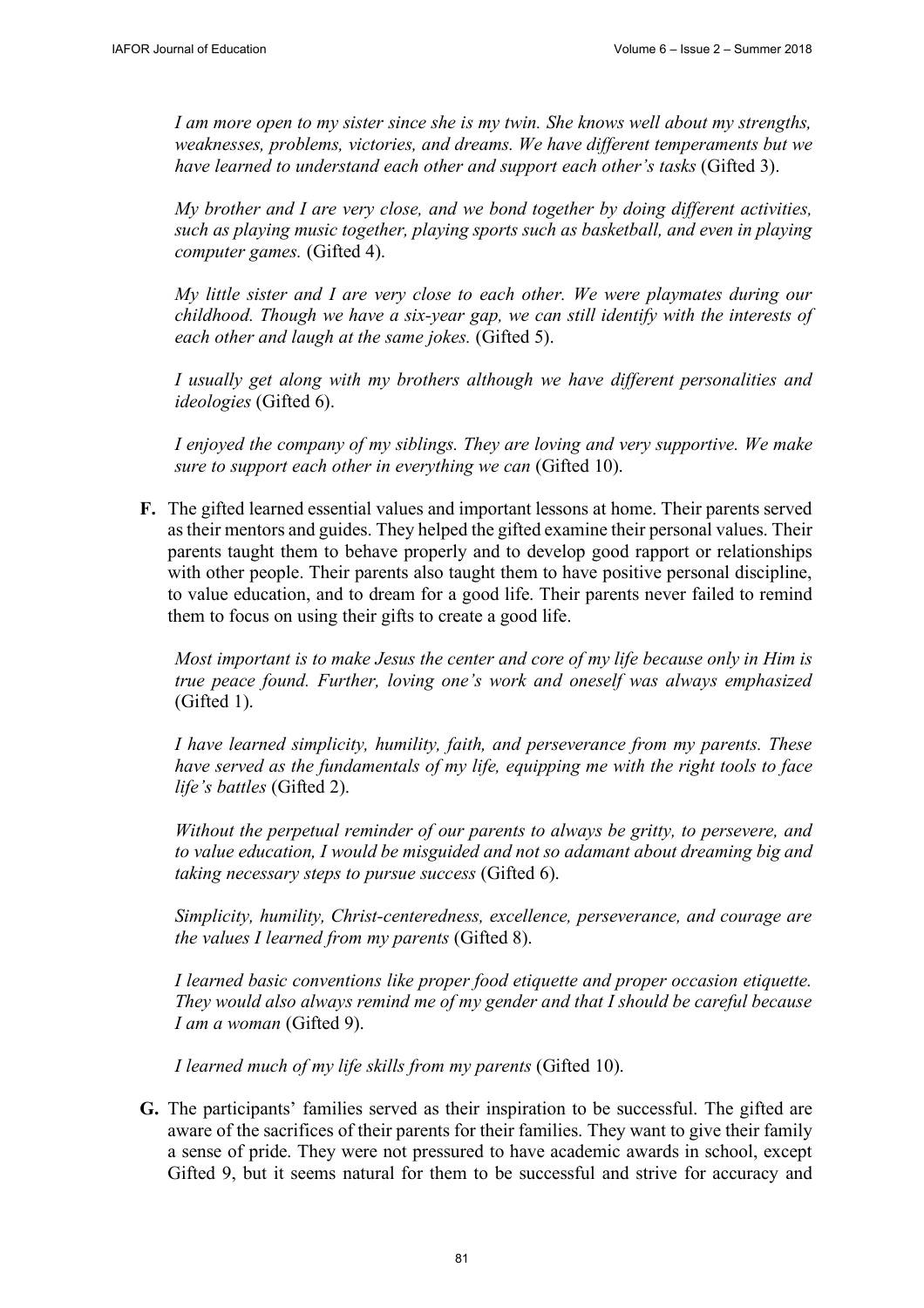*I am more open to my sister since she is my twin. She knows well about my strengths, weaknesses, problems, victories, and dreams. We have different temperaments but we have learned to understand each other and support each other's tasks* (Gifted 3).

*My brother and I are very close, and we bond together by doing different activities, such as playing music together, playing sports such as basketball, and even in playing computer games.* (Gifted 4).

*My little sister and I are very close to each other. We were playmates during our childhood. Though we have a six-year gap, we can still identify with the interests of each other and laugh at the same jokes.* (Gifted 5).

*I usually get along with my brothers although we have different personalities and ideologies* (Gifted 6).

*I enjoyed the company of my siblings. They are loving and very supportive. We make sure to support each other in everything we can* (Gifted 10).

**F.** The gifted learned essential values and important lessons at home. Their parents served as their mentors and guides. They helped the gifted examine their personal values. Their parents taught them to behave properly and to develop good rapport or relationships with other people. Their parents also taught them to have positive personal discipline, to value education, and to dream for a good life. Their parents never failed to remind them to focus on using their gifts to create a good life.

*Most important is to make Jesus the center and core of my life because only in Him is true peace found. Further, loving one's work and oneself was always emphasized* (Gifted 1).

*I have learned simplicity, humility, faith, and perseverance from my parents. These have served as the fundamentals of my life, equipping me with the right tools to face life's battles* (Gifted 2).

*Without the perpetual reminder of our parents to always be gritty, to persevere, and to value education, I would be misguided and not so adamant about dreaming big and taking necessary steps to pursue success* (Gifted 6).

*Simplicity, humility, Christ-centeredness, excellence, perseverance, and courage are the values I learned from my parents* (Gifted 8).

*I learned basic conventions like proper food etiquette and proper occasion etiquette. They would also always remind me of my gender and that I should be careful because I am a woman* (Gifted 9).

*I learned much of my life skills from my parents* (Gifted 10).

**G.** The participants' families served as their inspiration to be successful. The gifted are aware of the sacrifices of their parents for their families. They want to give their family a sense of pride. They were not pressured to have academic awards in school, except Gifted 9, but it seems natural for them to be successful and strive for accuracy and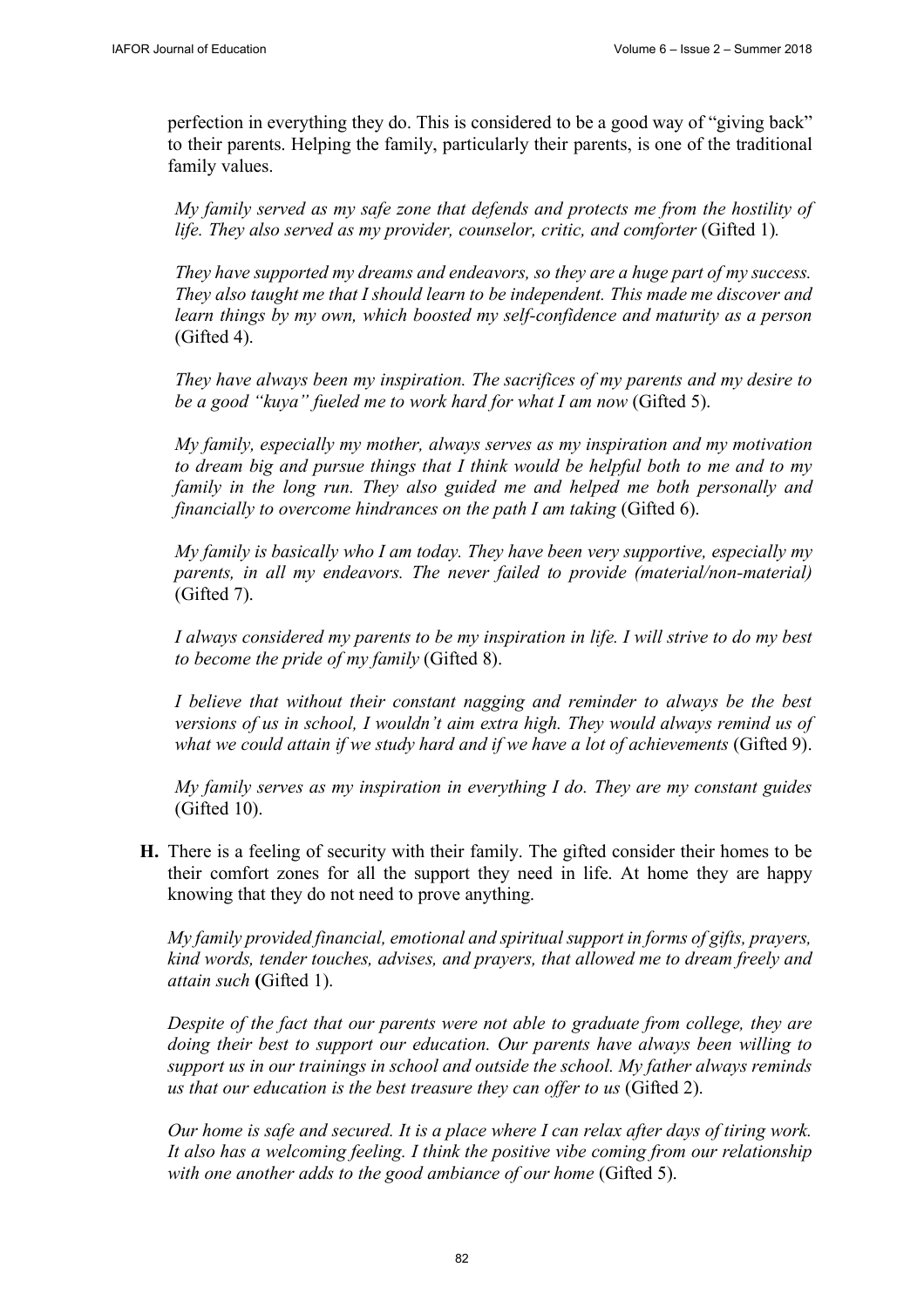perfection in everything they do. This is considered to be a good way of "giving back" to their parents. Helping the family, particularly their parents, is one of the traditional family values.

> *My family served as my safe zone that defends and protects me from the hostility of life. They also served as my provider, counselor, critic, and comforter* (Gifted 1)*.*
>
> *They have supported my dreams and endeavors, so they are a huge part of my success. They also taught me that I should learn to be independent. This made me discover and learn things by my own, which boosted my self-confidence and maturity as a person* (Gifted 4).
>
> *They have always been my inspiration. The sacrifices of my parents and my desire to be a good "kuya" fueled me to work hard for what I am now* (Gifted 5).
>
> *My family, especially my mother, always serves as my inspiration and my motivation to dream big and pursue things that I think would be helpful both to me and to my family in the long run. They also guided me and helped me both personally and financially to overcome hindrances on the path I am taking* (Gifted 6).
>
> *My family is basically who I am today. They have been very supportive, especially my parents, in all my endeavors. The never failed to provide (material/non-material)* (Gifted 7).
>
> *I always considered my parents to be my inspiration in life. I will strive to do my best to become the pride of my family* (Gifted 8).
>
> *I believe that without their constant nagging and reminder to always be the best versions of us in school, I wouldn't aim extra high. They would always remind us of what we could attain if we study hard and if we have a lot of achievements* (Gifted 9).
>
> *My family serves as my inspiration in everything I do. They are my constant guides* (Gifted 10).

**H.** There is a feeling of security with their family. The gifted consider their homes to be their comfort zones for all the support they need in life. At home they are happy knowing that they do not need to prove anything.

> *My family provided financial, emotional and spiritual support in forms of gifts, prayers, kind words, tender touches, advises, and prayers, that allowed me to dream freely and attain such* **(**Gifted 1).
>
> *Despite of the fact that our parents were not able to graduate from college, they are doing their best to support our education. Our parents have always been willing to support us in our trainings in school and outside the school. My father always reminds us that our education is the best treasure they can offer to us* (Gifted 2).
>
> *Our home is safe and secured. It is a place where I can relax after days of tiring work. It also has a welcoming feeling. I think the positive vibe coming from our relationship with one another adds to the good ambiance of our home* (Gifted 5).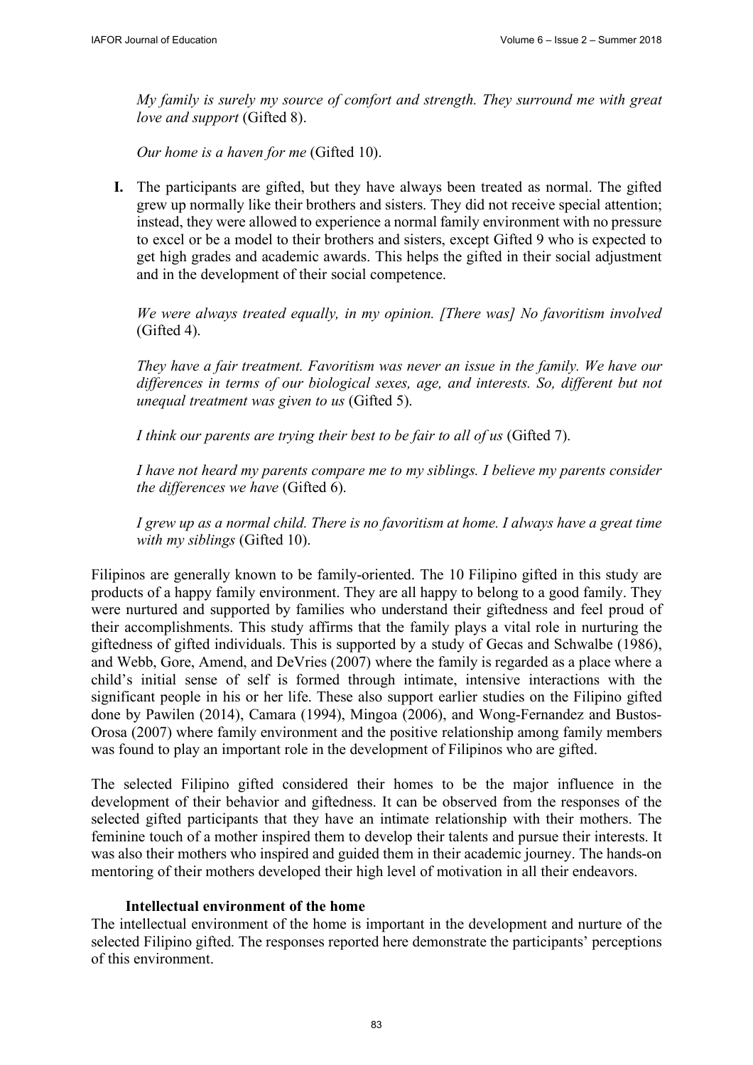*My family is surely my source of comfort and strength. They surround me with great love and support* (Gifted 8).

*Our home is a haven for me* (Gifted 10).

**I.** The participants are gifted, but they have always been treated as normal. The gifted grew up normally like their brothers and sisters. They did not receive special attention; instead, they were allowed to experience a normal family environment with no pressure to excel or be a model to their brothers and sisters, except Gifted 9 who is expected to get high grades and academic awards. This helps the gifted in their social adjustment and in the development of their social competence.

*We were always treated equally, in my opinion. [There was] No favoritism involved* (Gifted 4).

*They have a fair treatment. Favoritism was never an issue in the family. We have our differences in terms of our biological sexes, age, and interests. So, different but not unequal treatment was given to us* (Gifted 5).

*I think our parents are trying their best to be fair to all of us* (Gifted 7).

*I have not heard my parents compare me to my siblings. I believe my parents consider the differences we have* (Gifted 6).

*I grew up as a normal child. There is no favoritism at home. I always have a great time with my siblings* (Gifted 10).

Filipinos are generally known to be family-oriented. The 10 Filipino gifted in this study are products of a happy family environment. They are all happy to belong to a good family. They were nurtured and supported by families who understand their giftedness and feel proud of their accomplishments. This study affirms that the family plays a vital role in nurturing the giftedness of gifted individuals. This is supported by a study of Gecas and Schwalbe (1986), and Webb, Gore, Amend, and DeVries (2007) where the family is regarded as a place where a child's initial sense of self is formed through intimate, intensive interactions with the significant people in his or her life. These also support earlier studies on the Filipino gifted done by Pawilen (2014), Camara (1994), Mingoa (2006), and Wong-Fernandez and Bustos-Orosa (2007) where family environment and the positive relationship among family members was found to play an important role in the development of Filipinos who are gifted.

The selected Filipino gifted considered their homes to be the major influence in the development of their behavior and giftedness. It can be observed from the responses of the selected gifted participants that they have an intimate relationship with their mothers. The feminine touch of a mother inspired them to develop their talents and pursue their interests. It was also their mothers who inspired and guided them in their academic journey. The hands-on mentoring of their mothers developed their high level of motivation in all their endeavors.

**Intellectual environment of the home**

The intellectual environment of the home is important in the development and nurture of the selected Filipino gifted. The responses reported here demonstrate the participants' perceptions of this environment.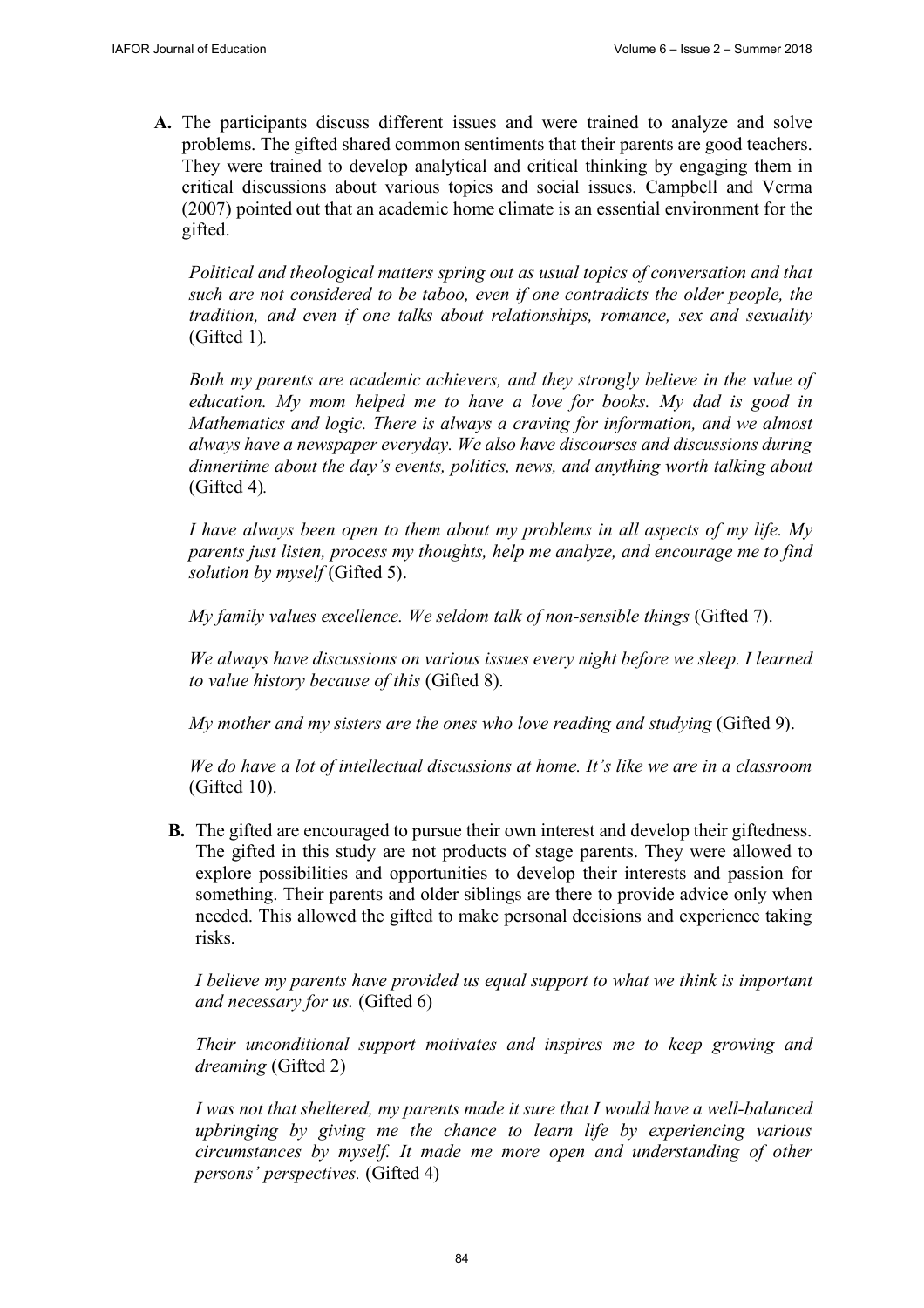**A.** The participants discuss different issues and were trained to analyze and solve problems. The gifted shared common sentiments that their parents are good teachers. They were trained to develop analytical and critical thinking by engaging them in critical discussions about various topics and social issues. Campbell and Verma (2007) pointed out that an academic home climate is an essential environment for the gifted.

*Political and theological matters spring out as usual topics of conversation and that such are not considered to be taboo, even if one contradicts the older people, the tradition, and even if one talks about relationships, romance, sex and sexuality* (Gifted 1).

*Both my parents are academic achievers, and they strongly believe in the value of education. My mom helped me to have a love for books. My dad is good in Mathematics and logic. There is always a craving for information, and we almost always have a newspaper everyday. We also have discourses and discussions during dinnertime about the day's events, politics, news, and anything worth talking about* (Gifted 4).

*I have always been open to them about my problems in all aspects of my life. My parents just listen, process my thoughts, help me analyze, and encourage me to find solution by myself* (Gifted 5).

*My family values excellence. We seldom talk of non-sensible things* (Gifted 7).

*We always have discussions on various issues every night before we sleep. I learned to value history because of this* (Gifted 8).

*My mother and my sisters are the ones who love reading and studying* (Gifted 9).

*We do have a lot of intellectual discussions at home. It's like we are in a classroom* (Gifted 10).

**B.** The gifted are encouraged to pursue their own interest and develop their giftedness. The gifted in this study are not products of stage parents. They were allowed to explore possibilities and opportunities to develop their interests and passion for something. Their parents and older siblings are there to provide advice only when needed. This allowed the gifted to make personal decisions and experience taking risks.

*I believe my parents have provided us equal support to what we think is important and necessary for us.* (Gifted 6)

*Their unconditional support motivates and inspires me to keep growing and dreaming* (Gifted 2)

*I was not that sheltered, my parents made it sure that I would have a well-balanced upbringing by giving me the chance to learn life by experiencing various circumstances by myself. It made me more open and understanding of other persons' perspectives.* (Gifted 4)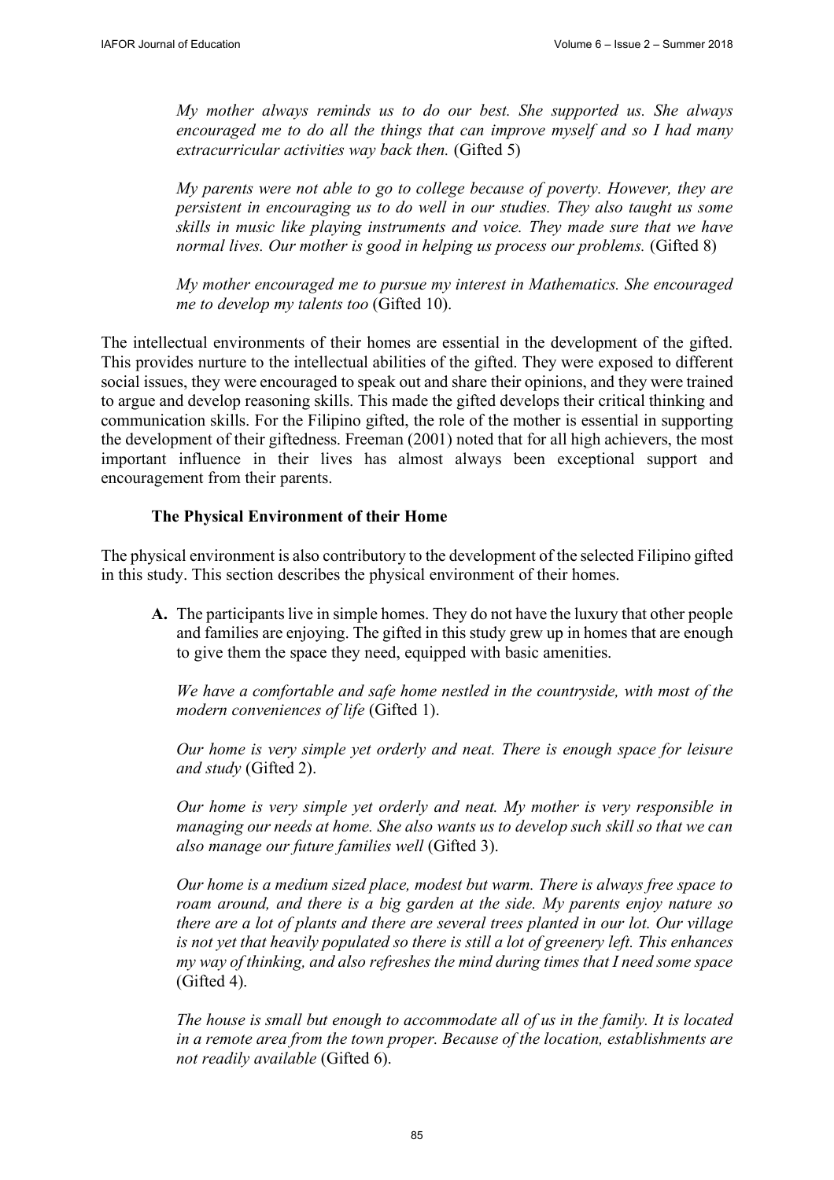*My mother always reminds us to do our best. She supported us. She always encouraged me to do all the things that can improve myself and so I had many extracurricular activities way back then.* (Gifted 5)

*My parents were not able to go to college because of poverty. However, they are persistent in encouraging us to do well in our studies. They also taught us some skills in music like playing instruments and voice. They made sure that we have normal lives. Our mother is good in helping us process our problems.* (Gifted 8)

*My mother encouraged me to pursue my interest in Mathematics. She encouraged me to develop my talents too* (Gifted 10).

The intellectual environments of their homes are essential in the development of the gifted. This provides nurture to the intellectual abilities of the gifted. They were exposed to different social issues, they were encouraged to speak out and share their opinions, and they were trained to argue and develop reasoning skills. This made the gifted develops their critical thinking and communication skills. For the Filipino gifted, the role of the mother is essential in supporting the development of their giftedness. Freeman (2001) noted that for all high achievers, the most important influence in their lives has almost always been exceptional support and encouragement from their parents.

### The Physical Environment of their Home

The physical environment is also contributory to the development of the selected Filipino gifted in this study. This section describes the physical environment of their homes.

**A.** The participants live in simple homes. They do not have the luxury that other people and families are enjoying. The gifted in this study grew up in homes that are enough to give them the space they need, equipped with basic amenities.

*We have a comfortable and safe home nestled in the countryside, with most of the modern conveniences of life* (Gifted 1).

*Our home is very simple yet orderly and neat. There is enough space for leisure and study* (Gifted 2).

*Our home is very simple yet orderly and neat. My mother is very responsible in managing our needs at home. She also wants us to develop such skill so that we can also manage our future families well* (Gifted 3).

*Our home is a medium sized place, modest but warm. There is always free space to roam around, and there is a big garden at the side. My parents enjoy nature so there are a lot of plants and there are several trees planted in our lot. Our village is not yet that heavily populated so there is still a lot of greenery left. This enhances my way of thinking, and also refreshes the mind during times that I need some space* (Gifted 4).

*The house is small but enough to accommodate all of us in the family. It is located in a remote area from the town proper. Because of the location, establishments are not readily available* (Gifted 6).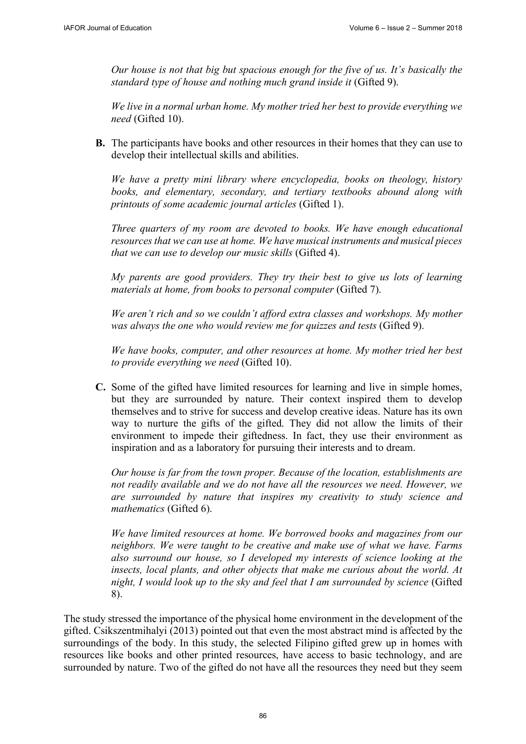*Our house is not that big but spacious enough for the five of us. It's basically the standard type of house and nothing much grand inside it* (Gifted 9).

*We live in a normal urban home. My mother tried her best to provide everything we need* (Gifted 10).

**B.** The participants have books and other resources in their homes that they can use to develop their intellectual skills and abilities.

*We have a pretty mini library where encyclopedia, books on theology, history books, and elementary, secondary, and tertiary textbooks abound along with printouts of some academic journal articles* (Gifted 1).

*Three quarters of my room are devoted to books. We have enough educational resources that we can use at home. We have musical instruments and musical pieces that we can use to develop our music skills* (Gifted 4).

*My parents are good providers. They try their best to give us lots of learning materials at home, from books to personal computer* (Gifted 7).

*We aren't rich and so we couldn't afford extra classes and workshops. My mother was always the one who would review me for quizzes and tests* (Gifted 9).

*We have books, computer, and other resources at home. My mother tried her best to provide everything we need* (Gifted 10).

**C.** Some of the gifted have limited resources for learning and live in simple homes, but they are surrounded by nature. Their context inspired them to develop themselves and to strive for success and develop creative ideas. Nature has its own way to nurture the gifts of the gifted. They did not allow the limits of their environment to impede their giftedness. In fact, they use their environment as inspiration and as a laboratory for pursuing their interests and to dream.

*Our house is far from the town proper. Because of the location, establishments are not readily available and we do not have all the resources we need. However, we are surrounded by nature that inspires my creativity to study science and mathematics* (Gifted 6).

*We have limited resources at home. We borrowed books and magazines from our neighbors. We were taught to be creative and make use of what we have. Farms also surround our house, so I developed my interests of science looking at the insects, local plants, and other objects that make me curious about the world. At night, I would look up to the sky and feel that I am surrounded by science* (Gifted 8).

The study stressed the importance of the physical home environment in the development of the gifted. Csikszentmihalyi (2013) pointed out that even the most abstract mind is affected by the surroundings of the body. In this study, the selected Filipino gifted grew up in homes with resources like books and other printed resources, have access to basic technology, and are surrounded by nature. Two of the gifted do not have all the resources they need but they seem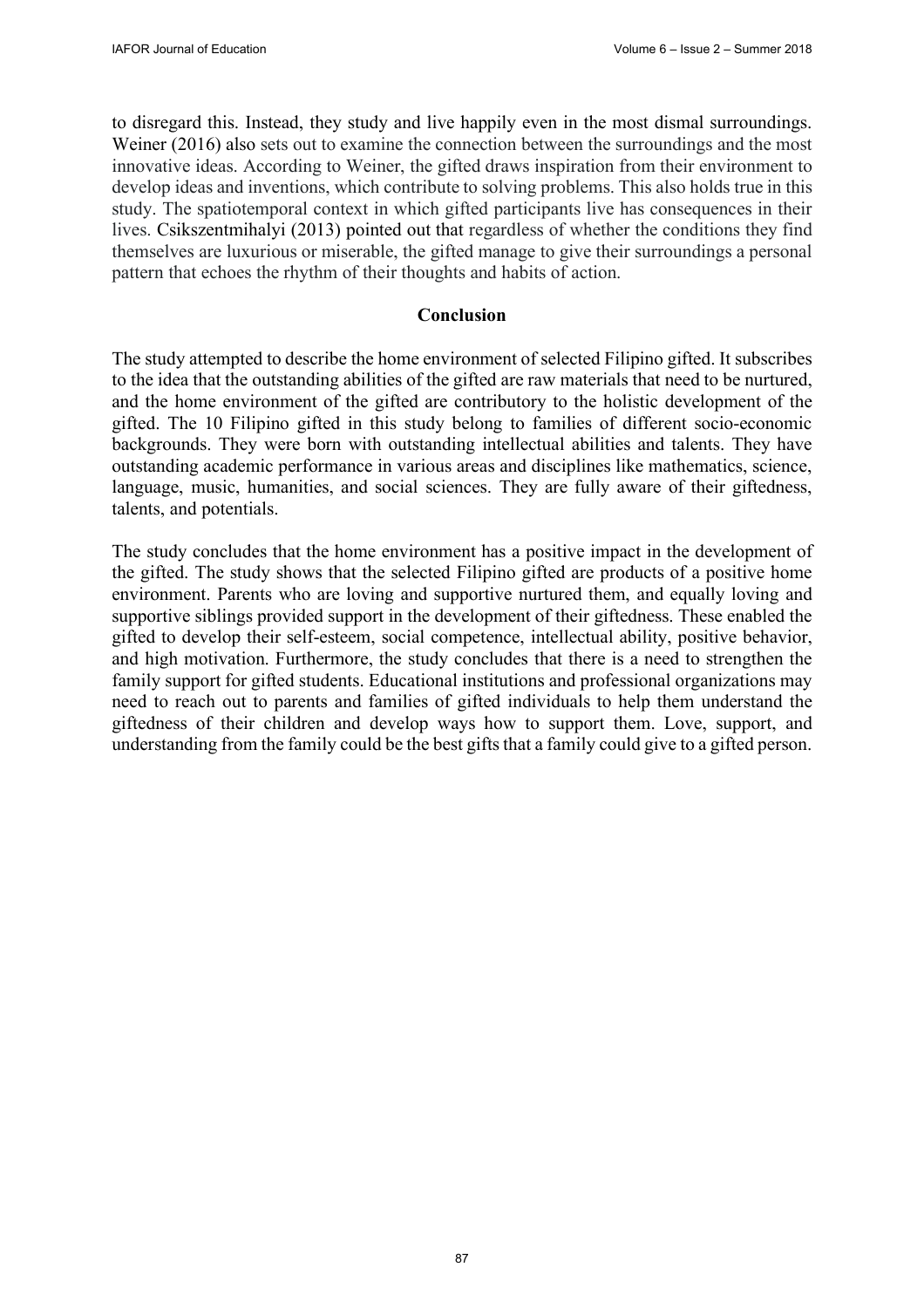to disregard this. Instead, they study and live happily even in the most dismal surroundings. Weiner (2016) also sets out to examine the connection between the surroundings and the most innovative ideas. According to Weiner, the gifted draws inspiration from their environment to develop ideas and inventions, which contribute to solving problems. This also holds true in this study. The spatiotemporal context in which gifted participants live has consequences in their lives. Csikszentmihalyi (2013) pointed out that regardless of whether the conditions they find themselves are luxurious or miserable, the gifted manage to give their surroundings a personal pattern that echoes the rhythm of their thoughts and habits of action.

## Conclusion

The study attempted to describe the home environment of selected Filipino gifted. It subscribes to the idea that the outstanding abilities of the gifted are raw materials that need to be nurtured, and the home environment of the gifted are contributory to the holistic development of the gifted. The 10 Filipino gifted in this study belong to families of different socio-economic backgrounds. They were born with outstanding intellectual abilities and talents. They have outstanding academic performance in various areas and disciplines like mathematics, science, language, music, humanities, and social sciences. They are fully aware of their giftedness, talents, and potentials.

The study concludes that the home environment has a positive impact in the development of the gifted. The study shows that the selected Filipino gifted are products of a positive home environment. Parents who are loving and supportive nurtured them, and equally loving and supportive siblings provided support in the development of their giftedness. These enabled the gifted to develop their self-esteem, social competence, intellectual ability, positive behavior, and high motivation. Furthermore, the study concludes that there is a need to strengthen the family support for gifted students. Educational institutions and professional organizations may need to reach out to parents and families of gifted individuals to help them understand the giftedness of their children and develop ways how to support them. Love, support, and understanding from the family could be the best gifts that a family could give to a gifted person.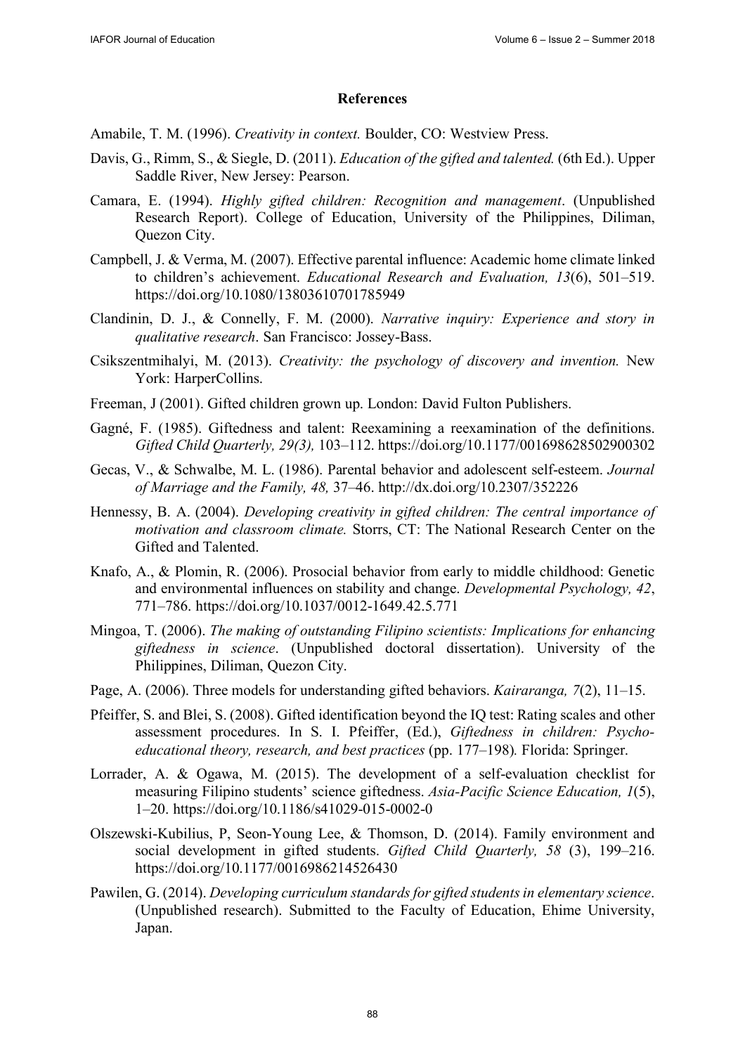## References

Amabile, T. M. (1996). *Creativity in context.* Boulder, CO: Westview Press.

Davis, G., Rimm, S., & Siegle, D. (2011). *Education of the gifted and talented.* (6th Ed.). Upper Saddle River, New Jersey: Pearson.

Camara, E. (1994). *Highly gifted children: Recognition and management*. (Unpublished Research Report). College of Education, University of the Philippines, Diliman, Quezon City.

Campbell, J. & Verma, M. (2007). Effective parental influence: Academic home climate linked to children's achievement. *Educational Research and Evaluation, 13*(6), 501–519. https://doi.org/10.1080/13803610701785949

Clandinin, D. J., & Connelly, F. M. (2000). *Narrative inquiry: Experience and story in qualitative research*. San Francisco: Jossey-Bass.

Csikszentmihalyi, M. (2013). *Creativity: the psychology of discovery and invention.* New York: HarperCollins.

Freeman, J (2001). Gifted children grown up. London: David Fulton Publishers.

Gagné, F. (1985). Giftedness and talent: Reexamining a reexamination of the definitions. *Gifted Child Quarterly, 29(3),* 103–112. https://doi.org/10.1177/001698628502900302

Gecas, V., & Schwalbe, M. L. (1986). Parental behavior and adolescent self-esteem. *Journal of Marriage and the Family, 48,* 37–46. http://dx.doi.org/10.2307/352226

Hennessy, B. A. (2004). *Developing creativity in gifted children: The central importance of motivation and classroom climate.* Storrs, CT: The National Research Center on the Gifted and Talented.

Knafo, A., & Plomin, R. (2006). Prosocial behavior from early to middle childhood: Genetic and environmental influences on stability and change. *Developmental Psychology, 42*, 771–786. https://doi.org/10.1037/0012-1649.42.5.771

Mingoa, T. (2006). *The making of outstanding Filipino scientists: Implications for enhancing giftedness in science*. (Unpublished doctoral dissertation). University of the Philippines, Diliman, Quezon City.

Page, A. (2006). Three models for understanding gifted behaviors. *Kairaranga, 7*(2), 11–15.

Pfeiffer, S. and Blei, S. (2008). Gifted identification beyond the IQ test: Rating scales and other assessment procedures. In S. I. Pfeiffer, (Ed.), *Giftedness in children: Psycho-educational theory, research, and best practices* (pp. 177–198)*.* Florida: Springer.

Lorrader, A. & Ogawa, M. (2015). The development of a self-evaluation checklist for measuring Filipino students' science giftedness. *Asia-Pacific Science Education, 1*(5), 1–20. https://doi.org/10.1186/s41029-015-0002-0

Olszewski-Kubilius, P, Seon-Young Lee, & Thomson, D. (2014). Family environment and social development in gifted students. *Gifted Child Quarterly, 58* (3), 199–216. https://doi.org/10.1177/0016986214526430

Pawilen, G. (2014). *Developing curriculum standards for gifted students in elementary science*. (Unpublished research). Submitted to the Faculty of Education, Ehime University, Japan.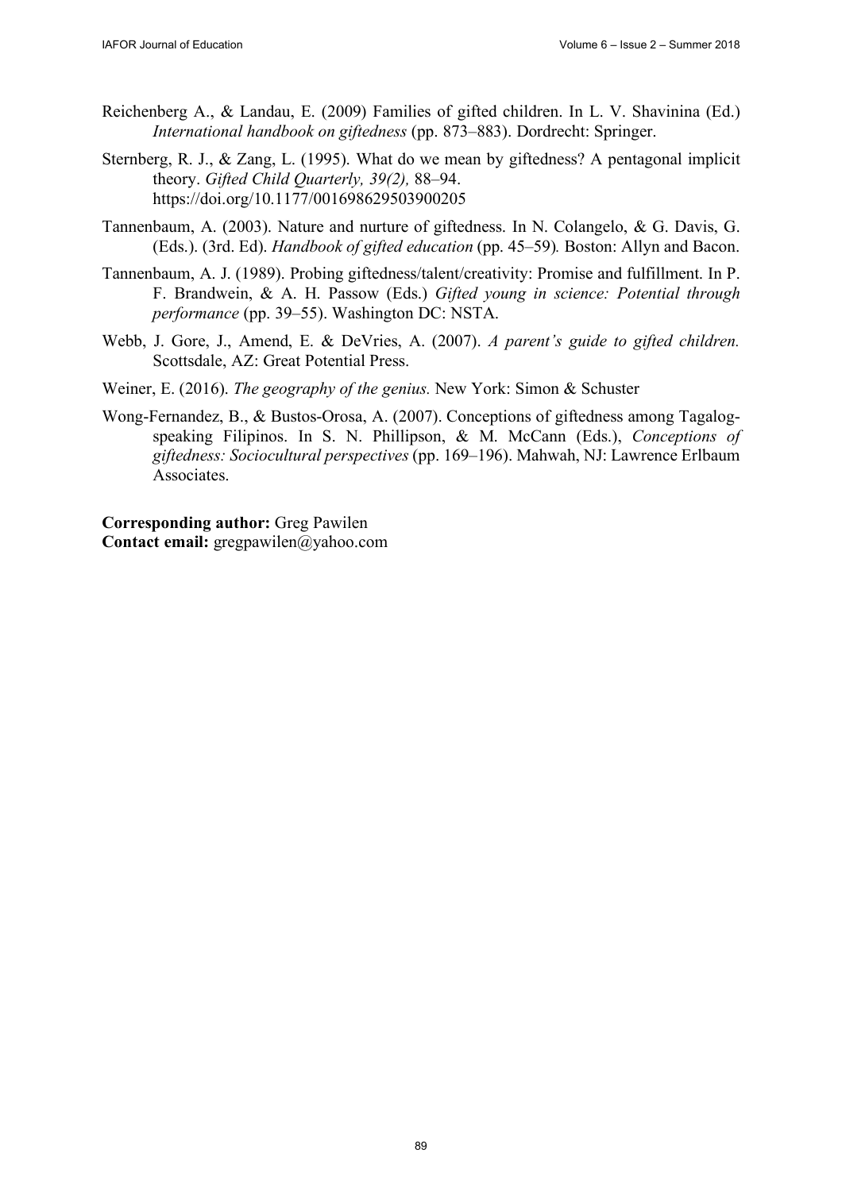Reichenberg A., & Landau, E. (2009) Families of gifted children. In L. V. Shavinina (Ed.) *International handbook on giftedness* (pp. 873–883). Dordrecht: Springer.

Sternberg, R. J., & Zang, L. (1995). What do we mean by giftedness? A pentagonal implicit theory. *Gifted Child Quarterly, 39(2),* 88–94. https://doi.org/10.1177/001698629503900205

Tannenbaum, A. (2003). Nature and nurture of giftedness. In N. Colangelo, & G. Davis, G. (Eds.). (3rd. Ed). *Handbook of gifted education* (pp. 45–59)*.* Boston: Allyn and Bacon.

Tannenbaum, A. J. (1989). Probing giftedness/talent/creativity: Promise and fulfillment. In P. F. Brandwein, & A. H. Passow (Eds.) *Gifted young in science: Potential through performance* (pp. 39–55). Washington DC: NSTA.

Webb, J. Gore, J., Amend, E. & DeVries, A. (2007). *A parent's guide to gifted children.* Scottsdale, AZ: Great Potential Press.

Weiner, E. (2016). *The geography of the genius.* New York: Simon & Schuster

Wong-Fernandez, B., & Bustos-Orosa, A. (2007). Conceptions of giftedness among Tagalog-speaking Filipinos. In S. N. Phillipson, & M. McCann (Eds.), *Conceptions of giftedness: Sociocultural perspectives* (pp. 169–196). Mahwah, NJ: Lawrence Erlbaum Associates.

**Corresponding author:** Greg Pawilen
**Contact email:** gregpawilen@yahoo.com